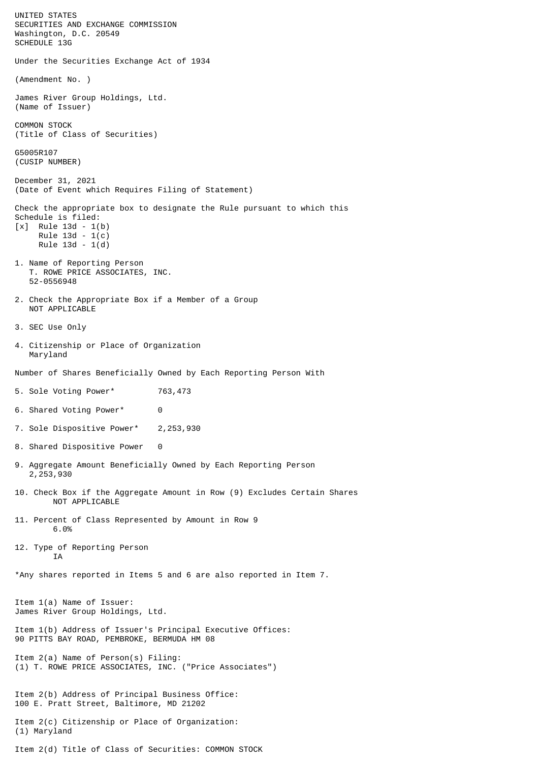UNITED STATES
SECURITIES AND EXCHANGE COMMISSION
Washington, D.C. 20549
SCHEDULE 13G

Under the Securities Exchange Act of 1934

(Amendment No. )

James River Group Holdings, Ltd.
(Name of Issuer)

COMMON STOCK
(Title of Class of Securities)

G5005R107
(CUSIP NUMBER)

December 31, 2021
(Date of Event which Requires Filing of Statement)

Check the appropriate box to designate the Rule pursuant to which this Schedule is filed:

[x] Rule 13d - 1(b)
Rule 13d - 1(c)
Rule 13d - 1(d)

1. Name of Reporting Person
   T. ROWE PRICE ASSOCIATES, INC.
   52-0556948

2. Check the Appropriate Box if a Member of a Group
   NOT APPLICABLE

3. SEC Use Only

4. Citizenship or Place of Organization
   Maryland

Number of Shares Beneficially Owned by Each Reporting Person With

5. Sole Voting Power* 763,473

6. Shared Voting Power* 0

7. Sole Dispositive Power* 2,253,930

8. Shared Dispositive Power 0

9. Aggregate Amount Beneficially Owned by Each Reporting Person
   2,253,930

10. Check Box if the Aggregate Amount in Row (9) Excludes Certain Shares
    NOT APPLICABLE

11. Percent of Class Represented by Amount in Row 9
    6.0%

12. Type of Reporting Person
    IA

*Any shares reported in Items 5 and 6 are also reported in Item 7.

Item 1(a) Name of Issuer:
James River Group Holdings, Ltd.

Item 1(b) Address of Issuer's Principal Executive Offices:
90 PITTS BAY ROAD, PEMBROKE, BERMUDA HM 08

Item 2(a) Name of Person(s) Filing:
(1) T. ROWE PRICE ASSOCIATES, INC. ("Price Associates")

Item 2(b) Address of Principal Business Office:
100 E. Pratt Street, Baltimore, MD 21202

Item 2(c) Citizenship or Place of Organization:
(1) Maryland

Item 2(d) Title of Class of Securities: COMMON STOCK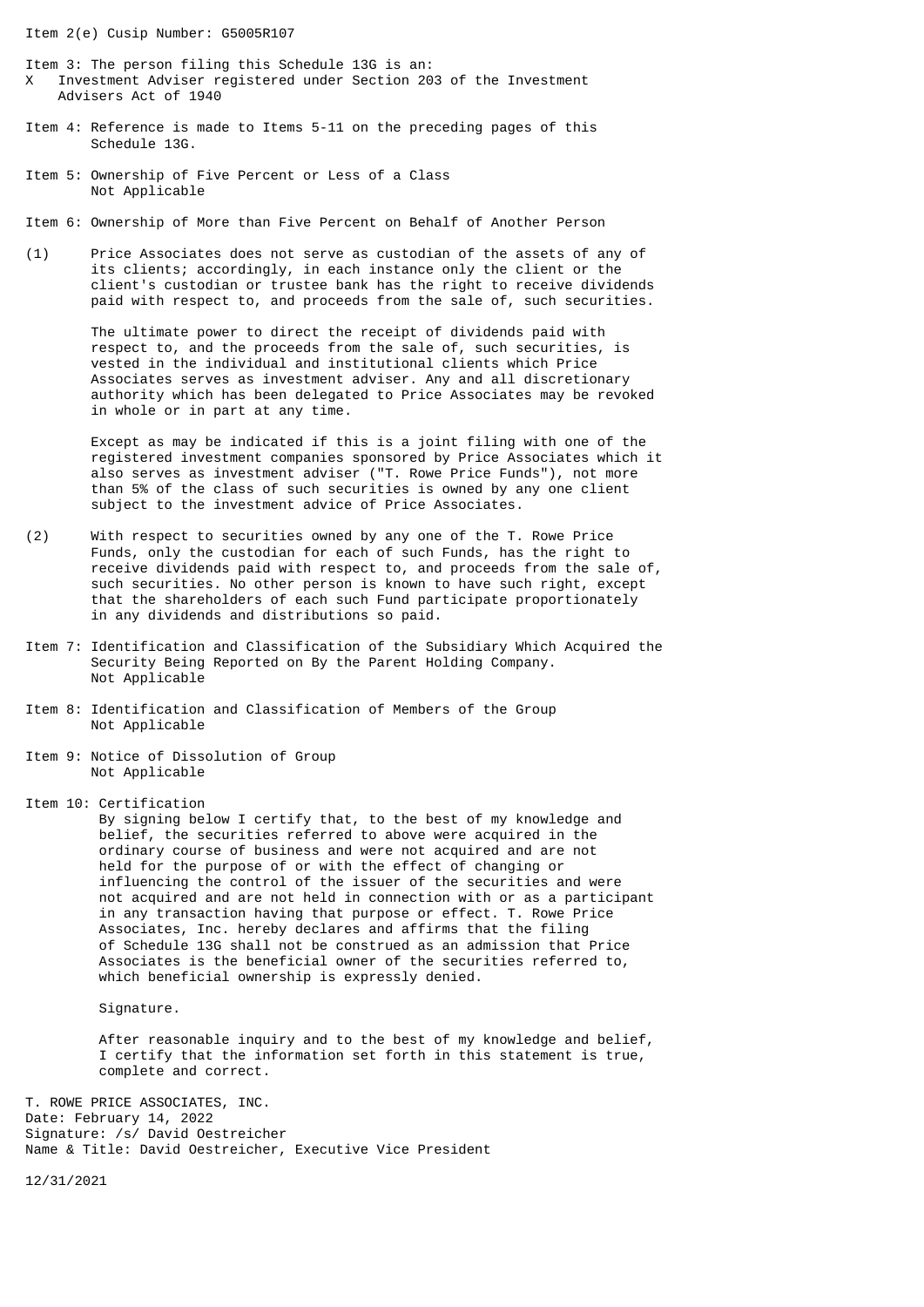Item 2(e) Cusip Number: G5005R107

Item 3: The person filing this Schedule 13G is an:

X Investment Adviser registered under Section 203 of the Investment Advisers Act of 1940

Item 4: Reference is made to Items 5-11 on the preceding pages of this Schedule 13G.

Item 5: Ownership of Five Percent or Less of a Class
Not Applicable

Item 6: Ownership of More than Five Percent on Behalf of Another Person

(1) Price Associates does not serve as custodian of the assets of any of its clients; accordingly, in each instance only the client or the client's custodian or trustee bank has the right to receive dividends paid with respect to, and proceeds from the sale of, such securities.

The ultimate power to direct the receipt of dividends paid with respect to, and the proceeds from the sale of, such securities, is vested in the individual and institutional clients which Price Associates serves as investment adviser. Any and all discretionary authority which has been delegated to Price Associates may be revoked in whole or in part at any time.

Except as may be indicated if this is a joint filing with one of the registered investment companies sponsored by Price Associates which it also serves as investment adviser ("T. Rowe Price Funds"), not more than 5% of the class of such securities is owned by any one client subject to the investment advice of Price Associates.

(2) With respect to securities owned by any one of the T. Rowe Price Funds, only the custodian for each of such Funds, has the right to receive dividends paid with respect to, and proceeds from the sale of, such securities. No other person is known to have such right, except that the shareholders of each such Fund participate proportionately in any dividends and distributions so paid.

Item 7: Identification and Classification of the Subsidiary Which Acquired the Security Being Reported on By the Parent Holding Company.
Not Applicable

Item 8: Identification and Classification of Members of the Group
Not Applicable

Item 9: Notice of Dissolution of Group
Not Applicable

Item 10: Certification

By signing below I certify that, to the best of my knowledge and belief, the securities referred to above were acquired in the ordinary course of business and were not acquired and are not held for the purpose of or with the effect of changing or influencing the control of the issuer of the securities and were not acquired and are not held in connection with or as a participant in any transaction having that purpose or effect. T. Rowe Price Associates, Inc. hereby declares and affirms that the filing of Schedule 13G shall not be construed as an admission that Price Associates is the beneficial owner of the securities referred to, which beneficial ownership is expressly denied.

Signature.

After reasonable inquiry and to the best of my knowledge and belief, I certify that the information set forth in this statement is true, complete and correct.

T. ROWE PRICE ASSOCIATES, INC.
Date: February 14, 2022
Signature: /s/ David Oestreicher
Name & Title: David Oestreicher, Executive Vice President

12/31/2021